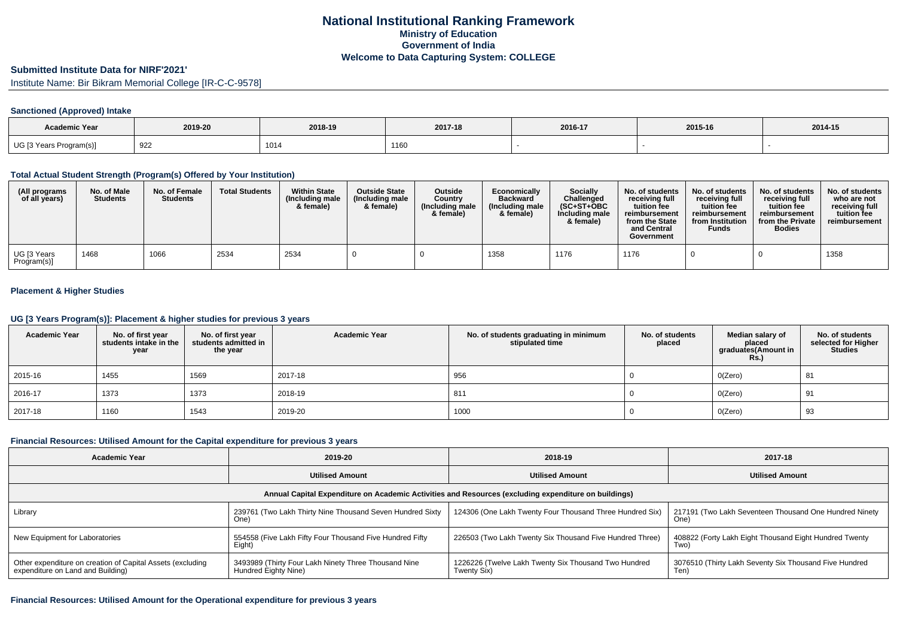# National Institutional Ranking Framework
## Ministry of Education
## Government of India
## Welcome to Data Capturing System: COLLEGE

### Submitted Institute Data for NIRF'2021'

Institute Name: Bir Bikram Memorial College [IR-C-C-9578]

#### Sanctioned (Approved) Intake

| Academic Year | 2019-20 | 2018-19 | 2017-18 | 2016-17 | 2015-16 | 2014-15 |
|---|---|---|---|---|---|---|
| UG [3 Years Program(s)] | 922 | 1014 | 1160 | - | - | - |

#### Total Actual Student Strength (Program(s) Offered by Your Institution)

| (All programs of all years) | No. of Male Students | No. of Female Students | Total Students | Within State (Including male & female) | Outside State (Including male & female) | Outside Country (Including male & female) | Economically Backward (Including male & female) | Socially Challenged (SC+ST+OBC Including male & female) | No. of students receiving full tuition fee reimbursement from the State and Central Government | No. of students receiving full tuition fee reimbursement from Institution Funds | No. of students receiving full tuition fee reimbursement from the Private Bodies | No. of students who are not receiving full tuition fee reimbursement |
|---|---|---|---|---|---|---|---|---|---|---|---|---|
| UG [3 Years Program(s)] | 1468 | 1066 | 2534 | 2534 | 0 | 0 | 1358 | 1176 | 1176 | 0 | 0 | 1358 |

#### Placement & Higher Studies

#### UG [3 Years Program(s)]: Placement & higher studies for previous 3 years

| Academic Year | No. of first year students intake in the year | No. of first year students admitted in the year | Academic Year | No. of students graduating in minimum stipulated time | No. of students placed | Median salary of placed graduates(Amount in Rs.) | No. of students selected for Higher Studies |
|---|---|---|---|---|---|---|---|
| 2015-16 | 1455 | 1569 | 2017-18 | 956 | 0 | 0(Zero) | 81 |
| 2016-17 | 1373 | 1373 | 2018-19 | 811 | 0 | 0(Zero) | 91 |
| 2017-18 | 1160 | 1543 | 2019-20 | 1000 | 0 | 0(Zero) | 93 |

#### Financial Resources: Utilised Amount for the Capital expenditure for previous 3 years

| Academic Year | 2019-20 | 2018-19 | 2017-18 |
|---|---|---|---|
| | Utilised Amount | Utilised Amount | Utilised Amount |
| Annual Capital Expenditure on Academic Activities and Resources (excluding expenditure on buildings) | | | |
| Library | 239761 (Two Lakh Thirty Nine Thousand Seven Hundred Sixty One) | 124306 (One Lakh Twenty Four Thousand Three Hundred Six) | 217191 (Two Lakh Seventeen Thousand One Hundred Ninety One) |
| New Equipment for Laboratories | 554558 (Five Lakh Fifty Four Thousand Five Hundred Fifty Eight) | 226503 (Two Lakh Twenty Six Thousand Five Hundred Three) | 408822 (Forty Lakh Eight Thousand Eight Hundred Twenty Two) |
| Other expenditure on creation of Capital Assets (excluding expenditure on Land and Building) | 3493989 (Thirty Four Lakh Ninety Three Thousand Nine Hundred Eighty Nine) | 1226226 (Twelve Lakh Twenty Six Thousand Two Hundred Twenty Six) | 3076510 (Thirty Lakh Seventy Six Thousand Five Hundred Ten) |

#### Financial Resources: Utilised Amount for the Operational expenditure for previous 3 years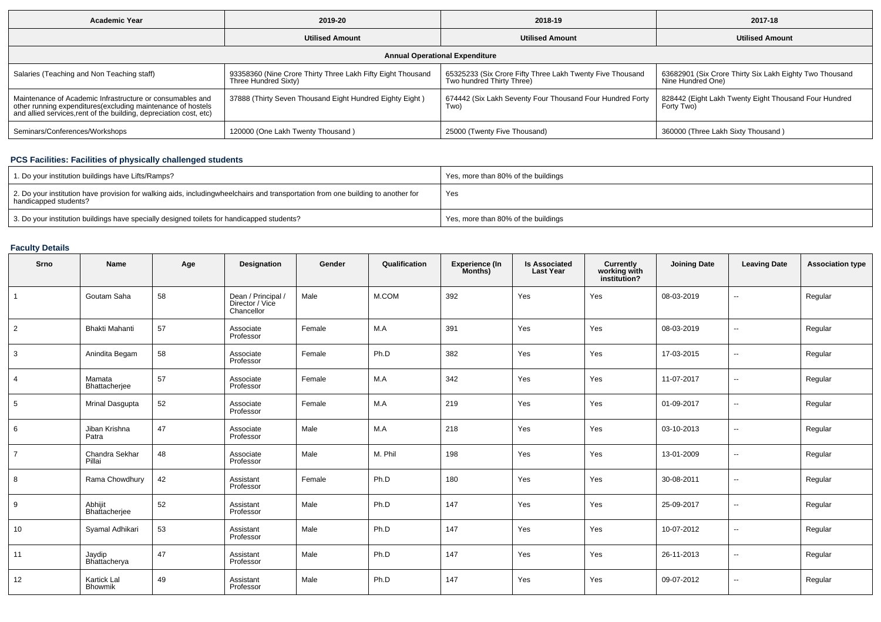| Academic Year | 2019-20 | 2018-19 | 2017-18 |
|---|---|---|---|
| | Utilised Amount | Utilised Amount | Utilised Amount |
| **Annual Operational Expenditure** | | | |
| Salaries (Teaching and Non Teaching staff) | 93358360 (Nine Crore Thirty Three Lakh Fifty Eight Thousand Three Hundred Sixty) | 65325233 (Six Crore Fifty Three Lakh Twenty Five Thousand Two hundred Thirty Three) | 63682901 (Six Crore Thirty Six Lakh Eighty Two Thousand Nine Hundred One) |
| Maintenance of Academic Infrastructure or consumables and other running expenditures(excluding maintenance of hostels and allied services,rent of the building, depreciation cost, etc) | 37888 (Thirty Seven Thousand Eight Hundred Eighty Eight ) | 674442 (Six Lakh Seventy Four Thousand Four Hundred Forty Two) | 828442 (Eight Lakh Twenty Eight Thousand Four Hundred Forty Two) |
| Seminars/Conferences/Workshops | 120000 (One Lakh Twenty Thousand ) | 25000 (Twenty Five Thousand) | 360000 (Three Lakh Sixty Thousand ) |

### PCS Facilities: Facilities of physically challenged students

| | |
|---|---|
| 1. Do your institution buildings have Lifts/Ramps? | Yes, more than 80% of the buildings |
| 2. Do your institution have provision for walking aids, includingwheelchairs and transportation from one building to another for handicapped students? | Yes |
| 3. Do your institution buildings have specially designed toilets for handicapped students? | Yes, more than 80% of the buildings |

### Faculty Details

| Srno | Name | Age | Designation | Gender | Qualification | Experience (In Months) | Is Associated Last Year | Currently working with institution? | Joining Date | Leaving Date | Association type |
|---|---|---|---|---|---|---|---|---|---|---|---|
| 1 | Goutam Saha | 58 | Dean / Principal / Director / Vice Chancellor | Male | M.COM | 392 | Yes | Yes | 08-03-2019 | -- | Regular |
| 2 | Bhakti Mahanti | 57 | Associate Professor | Female | M.A | 391 | Yes | Yes | 08-03-2019 | -- | Regular |
| 3 | Anindita Begam | 58 | Associate Professor | Female | Ph.D | 382 | Yes | Yes | 17-03-2015 | -- | Regular |
| 4 | Mamata Bhattacherjee | 57 | Associate Professor | Female | M.A | 342 | Yes | Yes | 11-07-2017 | -- | Regular |
| 5 | Mrinal Dasgupta | 52 | Associate Professor | Female | M.A | 219 | Yes | Yes | 01-09-2017 | -- | Regular |
| 6 | Jiban Krishna Patra | 47 | Associate Professor | Male | M.A | 218 | Yes | Yes | 03-10-2013 | -- | Regular |
| 7 | Chandra Sekhar Pillai | 48 | Associate Professor | Male | M. Phil | 198 | Yes | Yes | 13-01-2009 | -- | Regular |
| 8 | Rama Chowdhury | 42 | Assistant Professor | Female | Ph.D | 180 | Yes | Yes | 30-08-2011 | -- | Regular |
| 9 | Abhijit Bhattacherjee | 52 | Assistant Professor | Male | Ph.D | 147 | Yes | Yes | 25-09-2017 | -- | Regular |
| 10 | Syamal Adhikari | 53 | Assistant Professor | Male | Ph.D | 147 | Yes | Yes | 10-07-2012 | -- | Regular |
| 11 | Jaydip Bhattacherya | 47 | Assistant Professor | Male | Ph.D | 147 | Yes | Yes | 26-11-2013 | -- | Regular |
| 12 | Kartick Lal Bhowmik | 49 | Assistant Professor | Male | Ph.D | 147 | Yes | Yes | 09-07-2012 | -- | Regular |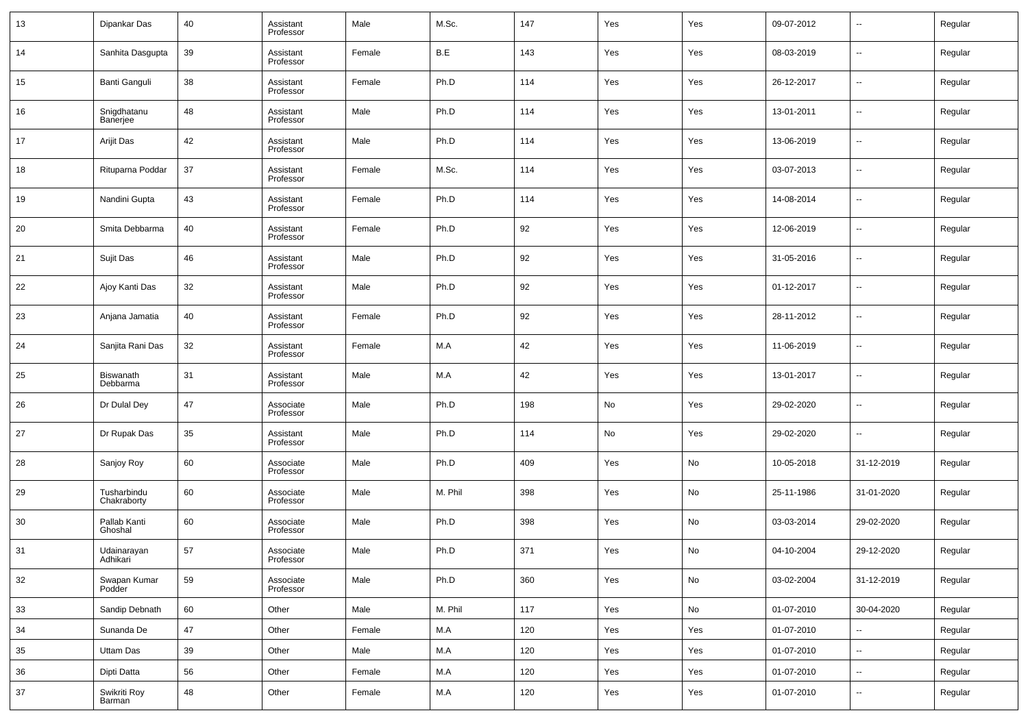| 13 | Dipankar Das | 40 | Assistant Professor | Male | M.Sc. | 147 | Yes | Yes | 09-07-2012 | -- | Regular |
|---|---|---|---|---|---|---|---|---|---|---|---|
| 14 | Sanhita Dasgupta | 39 | Assistant Professor | Female | B.E | 143 | Yes | Yes | 08-03-2019 | -- | Regular |
| 15 | Banti Ganguli | 38 | Assistant Professor | Female | Ph.D | 114 | Yes | Yes | 26-12-2017 | -- | Regular |
| 16 | Snigdhatanu Banerjee | 48 | Assistant Professor | Male | Ph.D | 114 | Yes | Yes | 13-01-2011 | -- | Regular |
| 17 | Arijit Das | 42 | Assistant Professor | Male | Ph.D | 114 | Yes | Yes | 13-06-2019 | -- | Regular |
| 18 | Rituparna Poddar | 37 | Assistant Professor | Female | M.Sc. | 114 | Yes | Yes | 03-07-2013 | -- | Regular |
| 19 | Nandini Gupta | 43 | Assistant Professor | Female | Ph.D | 114 | Yes | Yes | 14-08-2014 | -- | Regular |
| 20 | Smita Debbarma | 40 | Assistant Professor | Female | Ph.D | 92 | Yes | Yes | 12-06-2019 | -- | Regular |
| 21 | Sujit Das | 46 | Assistant Professor | Male | Ph.D | 92 | Yes | Yes | 31-05-2016 | -- | Regular |
| 22 | Ajoy Kanti Das | 32 | Assistant Professor | Male | Ph.D | 92 | Yes | Yes | 01-12-2017 | -- | Regular |
| 23 | Anjana Jamatia | 40 | Assistant Professor | Female | Ph.D | 92 | Yes | Yes | 28-11-2012 | -- | Regular |
| 24 | Sanjita Rani Das | 32 | Assistant Professor | Female | M.A | 42 | Yes | Yes | 11-06-2019 | -- | Regular |
| 25 | Biswanath Debbarma | 31 | Assistant Professor | Male | M.A | 42 | Yes | Yes | 13-01-2017 | -- | Regular |
| 26 | Dr Dulal Dey | 47 | Associate Professor | Male | Ph.D | 198 | No | Yes | 29-02-2020 | -- | Regular |
| 27 | Dr Rupak Das | 35 | Assistant Professor | Male | Ph.D | 114 | No | Yes | 29-02-2020 | -- | Regular |
| 28 | Sanjoy Roy | 60 | Associate Professor | Male | Ph.D | 409 | Yes | No | 10-05-2018 | 31-12-2019 | Regular |
| 29 | Tusharbindu Chakraborty | 60 | Associate Professor | Male | M. Phil | 398 | Yes | No | 25-11-1986 | 31-01-2020 | Regular |
| 30 | Pallab Kanti Ghoshal | 60 | Associate Professor | Male | Ph.D | 398 | Yes | No | 03-03-2014 | 29-02-2020 | Regular |
| 31 | Udainarayan Adhikari | 57 | Associate Professor | Male | Ph.D | 371 | Yes | No | 04-10-2004 | 29-12-2020 | Regular |
| 32 | Swapan Kumar Podder | 59 | Associate Professor | Male | Ph.D | 360 | Yes | No | 03-02-2004 | 31-12-2019 | Regular |
| 33 | Sandip Debnath | 60 | Other | Male | M. Phil | 117 | Yes | No | 01-07-2010 | 30-04-2020 | Regular |
| 34 | Sunanda De | 47 | Other | Female | M.A | 120 | Yes | Yes | 01-07-2010 | -- | Regular |
| 35 | Uttam Das | 39 | Other | Male | M.A | 120 | Yes | Yes | 01-07-2010 | -- | Regular |
| 36 | Dipti Datta | 56 | Other | Female | M.A | 120 | Yes | Yes | 01-07-2010 | -- | Regular |
| 37 | Swikriti Roy Barman | 48 | Other | Female | M.A | 120 | Yes | Yes | 01-07-2010 | -- | Regular |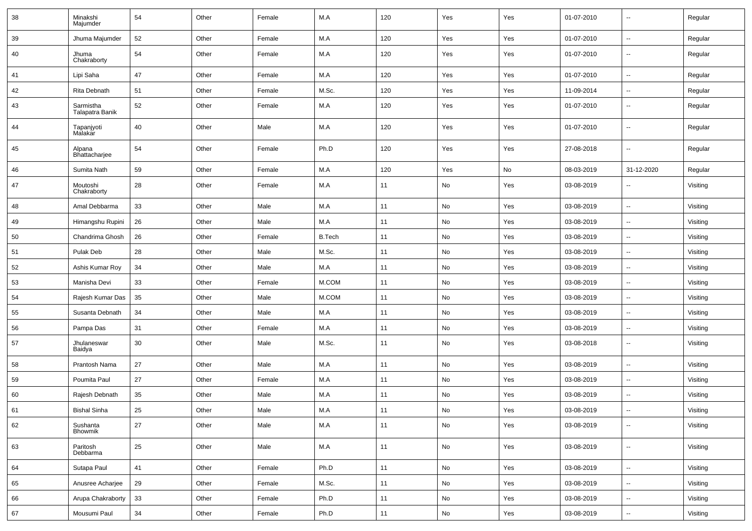| 38 | Minakshi Majumder | 54 | Other | Female | M.A | 120 | Yes | Yes | 01-07-2010 | -- | Regular |
|---|---|---|---|---|---|---|---|---|---|---|---|
| 39 | Jhuma Majumder | 52 | Other | Female | M.A | 120 | Yes | Yes | 01-07-2010 | -- | Regular |
| 40 | Jhuma Chakraborty | 54 | Other | Female | M.A | 120 | Yes | Yes | 01-07-2010 | -- | Regular |
| 41 | Lipi Saha | 47 | Other | Female | M.A | 120 | Yes | Yes | 01-07-2010 | -- | Regular |
| 42 | Rita Debnath | 51 | Other | Female | M.Sc. | 120 | Yes | Yes | 11-09-2014 | -- | Regular |
| 43 | Sarmistha Talapatra Banik | 52 | Other | Female | M.A | 120 | Yes | Yes | 01-07-2010 | -- | Regular |
| 44 | Tapanjyoti Malakar | 40 | Other | Male | M.A | 120 | Yes | Yes | 01-07-2010 | -- | Regular |
| 45 | Alpana Bhattacharjee | 54 | Other | Female | Ph.D | 120 | Yes | Yes | 27-08-2018 | -- | Regular |
| 46 | Sumita Nath | 59 | Other | Female | M.A | 120 | Yes | No | 08-03-2019 | 31-12-2020 | Regular |
| 47 | Moutoshi Chakraborty | 28 | Other | Female | M.A | 11 | No | Yes | 03-08-2019 | -- | Visiting |
| 48 | Amal Debbarma | 33 | Other | Male | M.A | 11 | No | Yes | 03-08-2019 | -- | Visiting |
| 49 | Himangshu Rupini | 26 | Other | Male | M.A | 11 | No | Yes | 03-08-2019 | -- | Visiting |
| 50 | Chandrima Ghosh | 26 | Other | Female | B.Tech | 11 | No | Yes | 03-08-2019 | -- | Visiting |
| 51 | Pulak Deb | 28 | Other | Male | M.Sc. | 11 | No | Yes | 03-08-2019 | -- | Visiting |
| 52 | Ashis Kumar Roy | 34 | Other | Male | M.A | 11 | No | Yes | 03-08-2019 | -- | Visiting |
| 53 | Manisha Devi | 33 | Other | Female | M.COM | 11 | No | Yes | 03-08-2019 | -- | Visiting |
| 54 | Rajesh Kumar Das | 35 | Other | Male | M.COM | 11 | No | Yes | 03-08-2019 | -- | Visiting |
| 55 | Susanta Debnath | 34 | Other | Male | M.A | 11 | No | Yes | 03-08-2019 | -- | Visiting |
| 56 | Pampa Das | 31 | Other | Female | M.A | 11 | No | Yes | 03-08-2019 | -- | Visiting |
| 57 | Jhulaneswar Baidya | 30 | Other | Male | M.Sc. | 11 | No | Yes | 03-08-2018 | -- | Visiting |
| 58 | Prantosh Nama | 27 | Other | Male | M.A | 11 | No | Yes | 03-08-2019 | -- | Visiting |
| 59 | Poumita Paul | 27 | Other | Female | M.A | 11 | No | Yes | 03-08-2019 | -- | Visiting |
| 60 | Rajesh Debnath | 35 | Other | Male | M.A | 11 | No | Yes | 03-08-2019 | -- | Visiting |
| 61 | Bishal Sinha | 25 | Other | Male | M.A | 11 | No | Yes | 03-08-2019 | -- | Visiting |
| 62 | Sushanta Bhowmik | 27 | Other | Male | M.A | 11 | No | Yes | 03-08-2019 | -- | Visiting |
| 63 | Paritosh Debbarma | 25 | Other | Male | M.A | 11 | No | Yes | 03-08-2019 | -- | Visiting |
| 64 | Sutapa Paul | 41 | Other | Female | Ph.D | 11 | No | Yes | 03-08-2019 | -- | Visiting |
| 65 | Anusree Acharjee | 29 | Other | Female | M.Sc. | 11 | No | Yes | 03-08-2019 | -- | Visiting |
| 66 | Arupa Chakraborty | 33 | Other | Female | Ph.D | 11 | No | Yes | 03-08-2019 | -- | Visiting |
| 67 | Mousumi Paul | 34 | Other | Female | Ph.D | 11 | No | Yes | 03-08-2019 | -- | Visiting |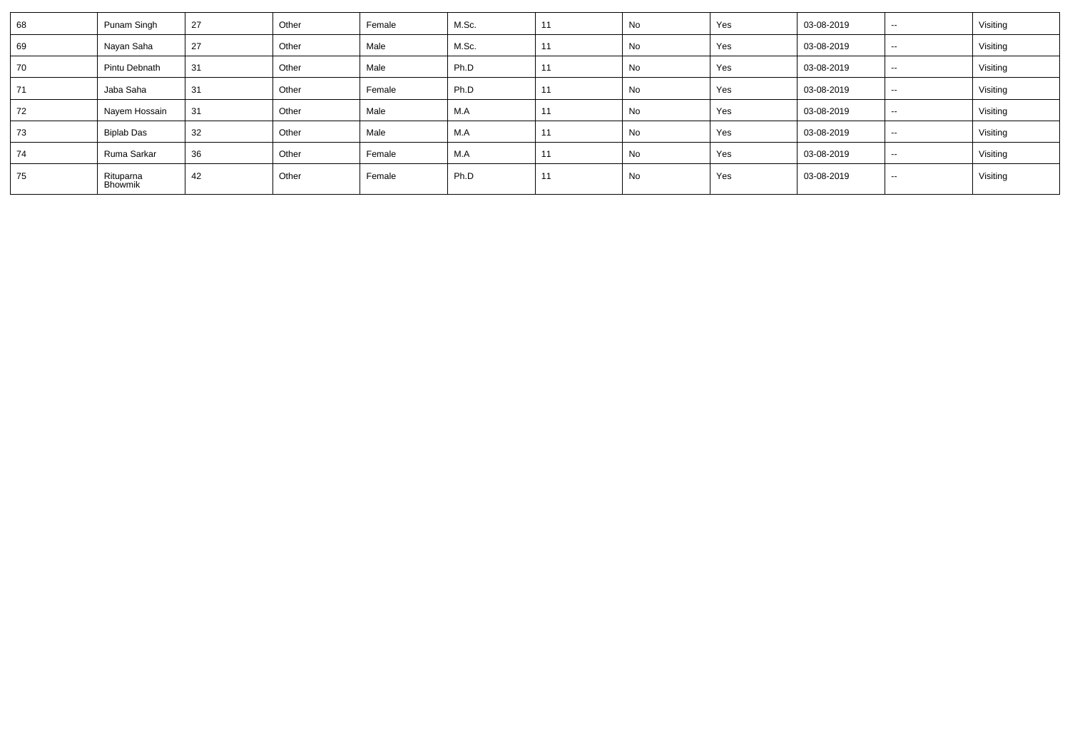| | | | | | | | | | | | |
|---|---|---|---|---|---|---|---|---|---|---|---|
| 68 | Punam Singh | 27 | Other | Female | M.Sc. | 11 | No | Yes | 03-08-2019 | -- | Visiting |
| 69 | Nayan Saha | 27 | Other | Male | M.Sc. | 11 | No | Yes | 03-08-2019 | -- | Visiting |
| 70 | Pintu Debnath | 31 | Other | Male | Ph.D | 11 | No | Yes | 03-08-2019 | -- | Visiting |
| 71 | Jaba Saha | 31 | Other | Female | Ph.D | 11 | No | Yes | 03-08-2019 | -- | Visiting |
| 72 | Nayem Hossain | 31 | Other | Male | M.A | 11 | No | Yes | 03-08-2019 | -- | Visiting |
| 73 | Biplab Das | 32 | Other | Male | M.A | 11 | No | Yes | 03-08-2019 | -- | Visiting |
| 74 | Ruma Sarkar | 36 | Other | Female | M.A | 11 | No | Yes | 03-08-2019 | -- | Visiting |
| 75 | Rituparna Bhowmik | 42 | Other | Female | Ph.D | 11 | No | Yes | 03-08-2019 | -- | Visiting |